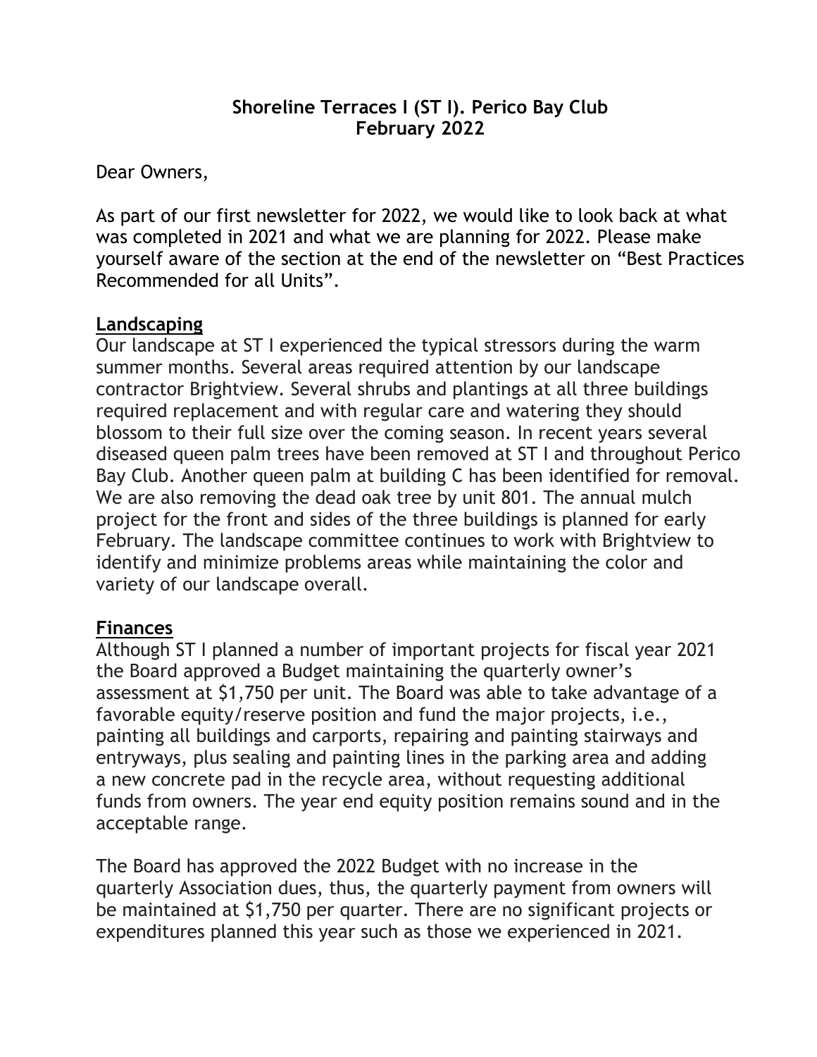# Shoreline Terraces I (ST I). Perico Bay Club
# February 2022

Dear Owners,

As part of our first newsletter for 2022, we would like to look back at what was completed in 2021 and what we are planning for 2022. Please make yourself aware of the section at the end of the newsletter on "Best Practices Recommended for all Units".

## Landscaping

Our landscape at ST I experienced the typical stressors during the warm summer months. Several areas required attention by our landscape contractor Brightview. Several shrubs and plantings at all three buildings required replacement and with regular care and watering they should blossom to their full size over the coming season. In recent years several diseased queen palm trees have been removed at ST I and throughout Perico Bay Club. Another queen palm at building C has been identified for removal. We are also removing the dead oak tree by unit 801. The annual mulch project for the front and sides of the three buildings is planned for early February. The landscape committee continues to work with Brightview to identify and minimize problems areas while maintaining the color and variety of our landscape overall.

## Finances

Although ST I planned a number of important projects for fiscal year 2021 the Board approved a Budget maintaining the quarterly owner's assessment at $1,750 per unit. The Board was able to take advantage of a favorable equity/reserve position and fund the major projects, i.e., painting all buildings and carports, repairing and painting stairways and entryways, plus sealing and painting lines in the parking area and adding a new concrete pad in the recycle area, without requesting additional funds from owners. The year end equity position remains sound and in the acceptable range.

The Board has approved the 2022 Budget with no increase in the quarterly Association dues, thus, the quarterly payment from owners will be maintained at $1,750 per quarter. There are no significant projects or expenditures planned this year such as those we experienced in 2021.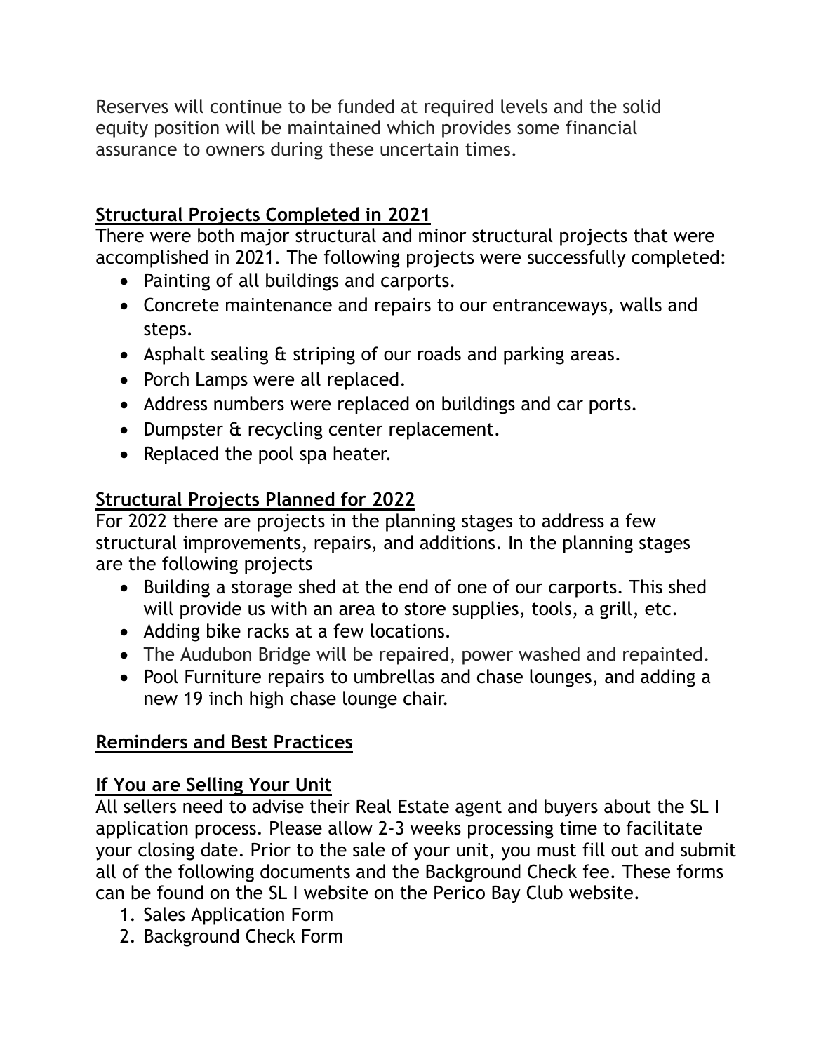Reserves will continue to be funded at required levels and the solid equity position will be maintained which provides some financial assurance to owners during these uncertain times.

## Structural Projects Completed in 2021

There were both major structural and minor structural projects that were accomplished in 2021. The following projects were successfully completed:

- Painting of all buildings and carports.
- Concrete maintenance and repairs to our entranceways, walls and steps.
- Asphalt sealing & striping of our roads and parking areas.
- Porch Lamps were all replaced.
- Address numbers were replaced on buildings and car ports.
- Dumpster & recycling center replacement.
- Replaced the pool spa heater.

## Structural Projects Planned for 2022

For 2022 there are projects in the planning stages to address a few structural improvements, repairs, and additions. In the planning stages are the following projects

- Building a storage shed at the end of one of our carports. This shed will provide us with an area to store supplies, tools, a grill, etc.
- Adding bike racks at a few locations.
- The Audubon Bridge will be repaired, power washed and repainted.
- Pool Furniture repairs to umbrellas and chase lounges, and adding a new 19 inch high chase lounge chair.

## Reminders and Best Practices

## If You are Selling Your Unit

All sellers need to advise their Real Estate agent and buyers about the SL I application process. Please allow 2-3 weeks processing time to facilitate your closing date. Prior to the sale of your unit, you must fill out and submit all of the following documents and the Background Check fee. These forms can be found on the SL I website on the Perico Bay Club website.

1. Sales Application Form
2. Background Check Form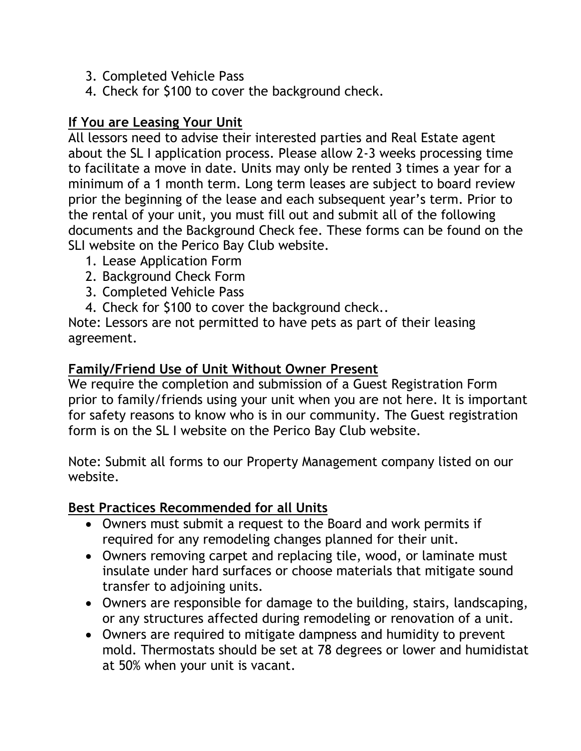3. Completed Vehicle Pass
4. Check for $100 to cover the background check.

**<u>If You are Leasing Your Unit</u>**

All lessors need to advise their interested parties and Real Estate agent about the SL I application process. Please allow 2-3 weeks processing time to facilitate a move in date. Units may only be rented 3 times a year for a minimum of a 1 month term. Long term leases are subject to board review prior the beginning of the lease and each subsequent year's term. Prior to the rental of your unit, you must fill out and submit all of the following documents and the Background Check fee. These forms can be found on the SLI website on the Perico Bay Club website.

1. Lease Application Form
2. Background Check Form
3. Completed Vehicle Pass
4. Check for $100 to cover the background check..

Note: Lessors are not permitted to have pets as part of their leasing agreement.

**<u>Family/Friend Use of Unit Without Owner Present</u>**

We require the completion and submission of a Guest Registration Form prior to family/friends using your unit when you are not here. It is important for safety reasons to know who is in our community. The Guest registration form is on the SL I website on the Perico Bay Club website.

Note: Submit all forms to our Property Management company listed on our website.

**<u>Best Practices Recommended for all Units</u>**

- Owners must submit a request to the Board and work permits if required for any remodeling changes planned for their unit.
- Owners removing carpet and replacing tile, wood, or laminate must insulate under hard surfaces or choose materials that mitigate sound transfer to adjoining units.
- Owners are responsible for damage to the building, stairs, landscaping, or any structures affected during remodeling or renovation of a unit.
- Owners are required to mitigate dampness and humidity to prevent mold. Thermostats should be set at 78 degrees or lower and humidistat at 50% when your unit is vacant.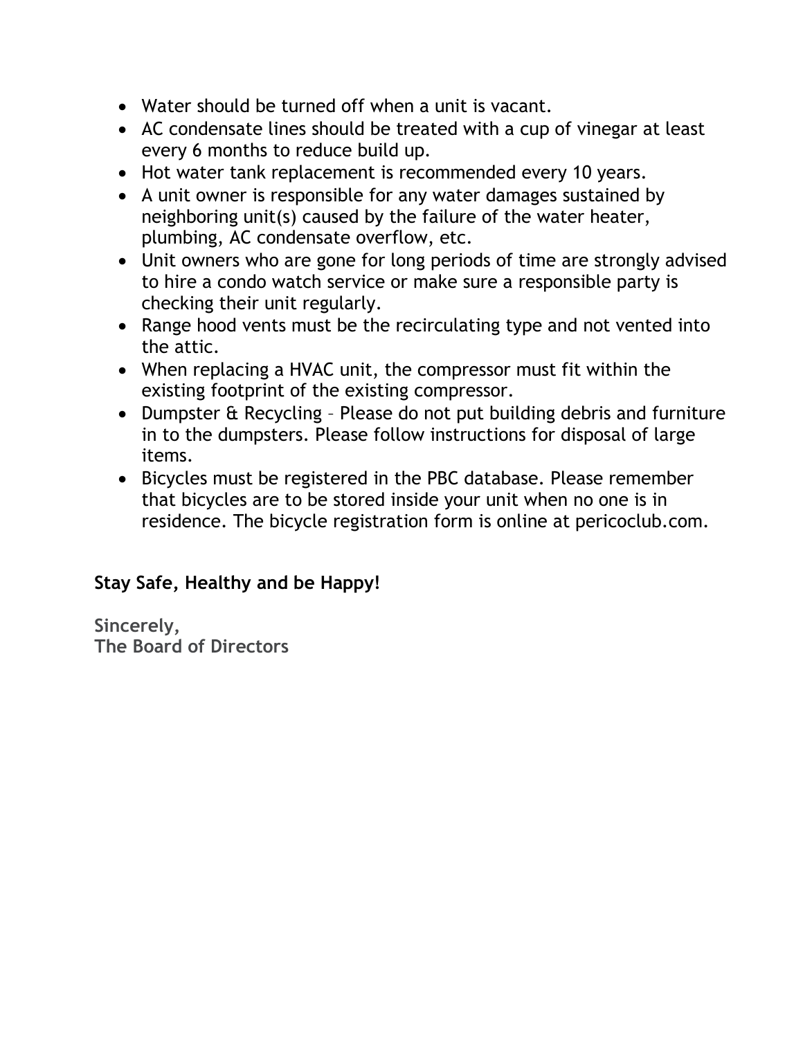- Water should be turned off when a unit is vacant.
- AC condensate lines should be treated with a cup of vinegar at least every 6 months to reduce build up.
- Hot water tank replacement is recommended every 10 years.
- A unit owner is responsible for any water damages sustained by neighboring unit(s) caused by the failure of the water heater, plumbing, AC condensate overflow, etc.
- Unit owners who are gone for long periods of time are strongly advised to hire a condo watch service or make sure a responsible party is checking their unit regularly.
- Range hood vents must be the recirculating type and not vented into the attic.
- When replacing a HVAC unit, the compressor must fit within the existing footprint of the existing compressor.
- Dumpster & Recycling – Please do not put building debris and furniture in to the dumpsters. Please follow instructions for disposal of large items.
- Bicycles must be registered in the PBC database. Please remember that bicycles are to be stored inside your unit when no one is in residence. The bicycle registration form is online at pericoclub.com.

**Stay Safe, Healthy and be Happy!**

**Sincerely,**
**The Board of Directors**